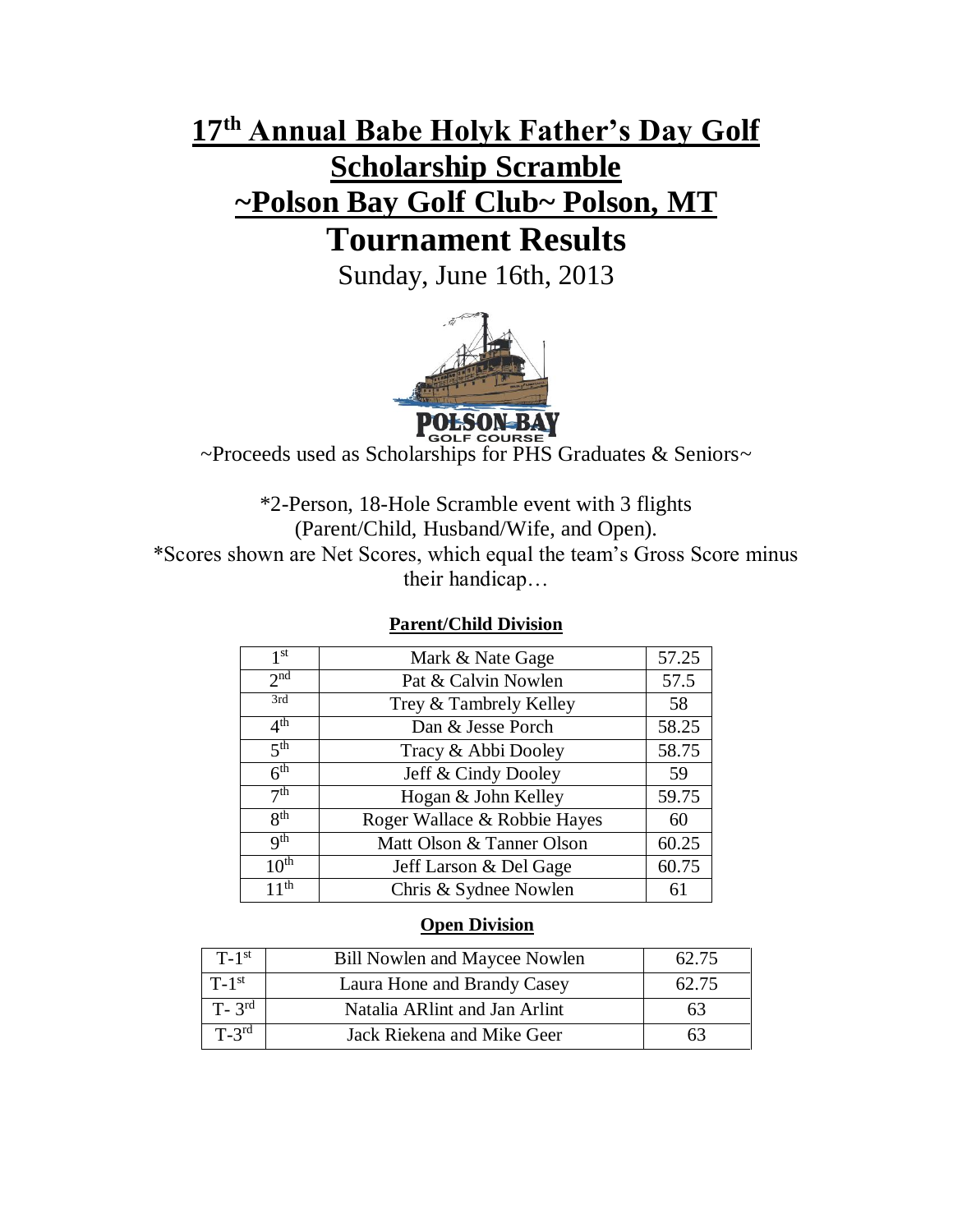# 17th Annual Babe Holyk Father's Day Golf Scholarship Scramble

## ~Polson Bay Golf Club~ Polson, MT

# Tournament Results

Sunday, June 16th, 2013

~Proceeds used as Scholarships for PHS Graduates & Seniors~

*2-Person, 18-Hole Scramble event with 3 flights (Parent/Child, Husband/Wife, and Open).

*Scores shown are Net Scores, which equal the team's Gross Score minus their handicap…

**Parent/Child Division**

| | | |
|---|---|---|
| 1st | Mark & Nate Gage | 57.25 |
| 2nd | Pat & Calvin Nowlen | 57.5 |
| 3rd | Trey & Tambrely Kelley | 58 |
| 4th | Dan & Jesse Porch | 58.25 |
| 5th | Tracy & Abbi Dooley | 58.75 |
| 6th | Jeff & Cindy Dooley | 59 |
| 7th | Hogan & John Kelley | 59.75 |
| 8th | Roger Wallace & Robbie Hayes | 60 |
| 9th | Matt Olson & Tanner Olson | 60.25 |
| 10th | Jeff Larson & Del Gage | 60.75 |
| 11th | Chris & Sydnee Nowlen | 61 |

**Open Division**

| | | |
|---|---|---|
| T-1st | Bill Nowlen and Maycee Nowlen | 62.75 |
| T-1st | Laura Hone and Brandy Casey | 62.75 |
| T- 3rd | Natalia ARlint and Jan Arlint | 63 |
| T-3rd | Jack Riekena and Mike Geer | 63 |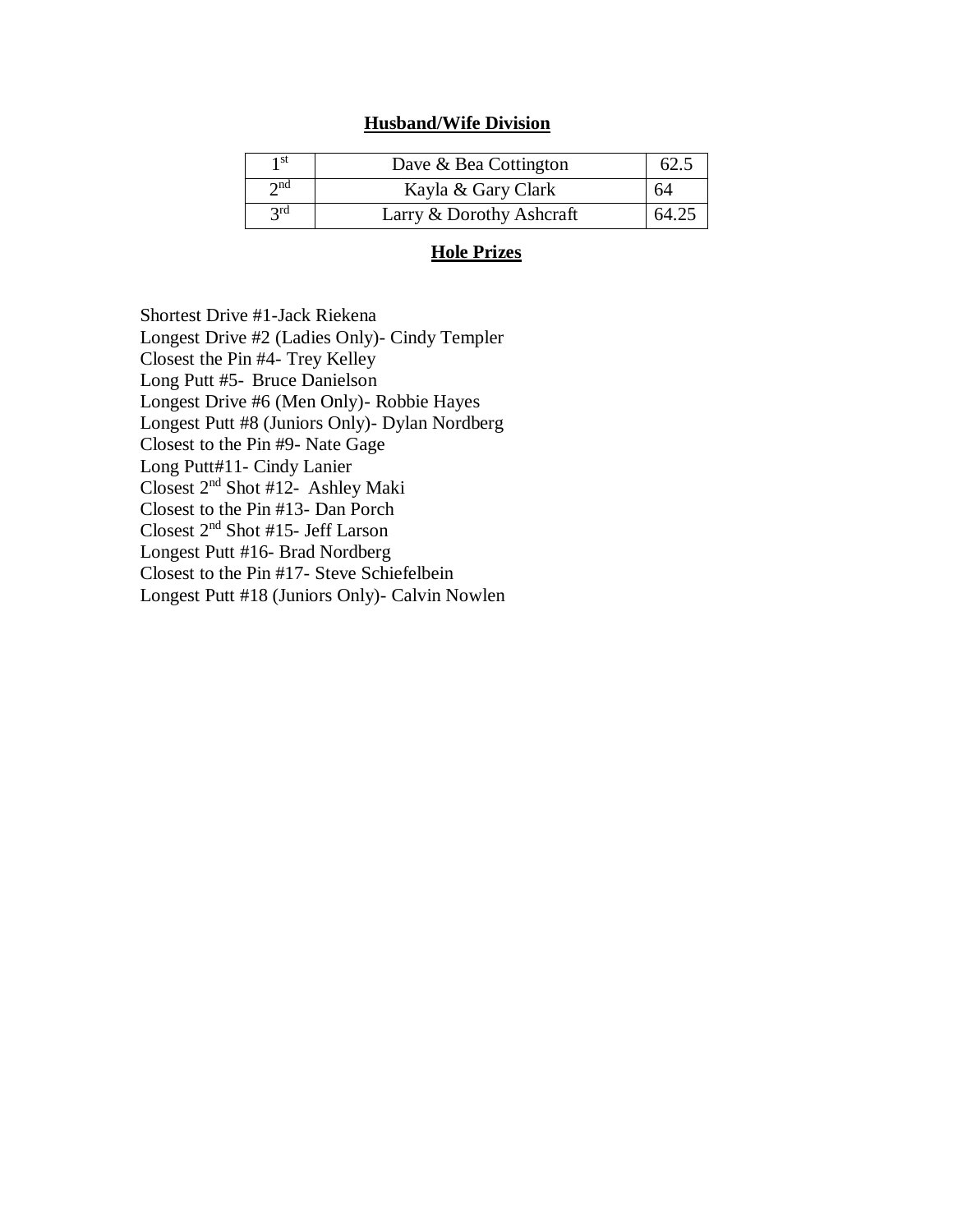## Husband/Wife Division

| | | |
|---|---|---|
| 1st | Dave & Bea Cottington | 62.5 |
| 2nd | Kayla & Gary Clark | 64 |
| 3rd | Larry & Dorothy Ashcraft | 64.25 |

## Hole Prizes

Shortest Drive #1-Jack Riekena
Longest Drive #2 (Ladies Only)- Cindy Templer
Closest the Pin #4- Trey Kelley
Long Putt #5- Bruce Danielson
Longest Drive #6 (Men Only)- Robbie Hayes
Longest Putt #8 (Juniors Only)- Dylan Nordberg
Closest to the Pin #9- Nate Gage
Long Putt#11- Cindy Lanier
Closest 2nd Shot #12- Ashley Maki
Closest to the Pin #13- Dan Porch
Closest 2nd Shot #15- Jeff Larson
Longest Putt #16- Brad Nordberg
Closest to the Pin #17- Steve Schiefelbein
Longest Putt #18 (Juniors Only)- Calvin Nowlen